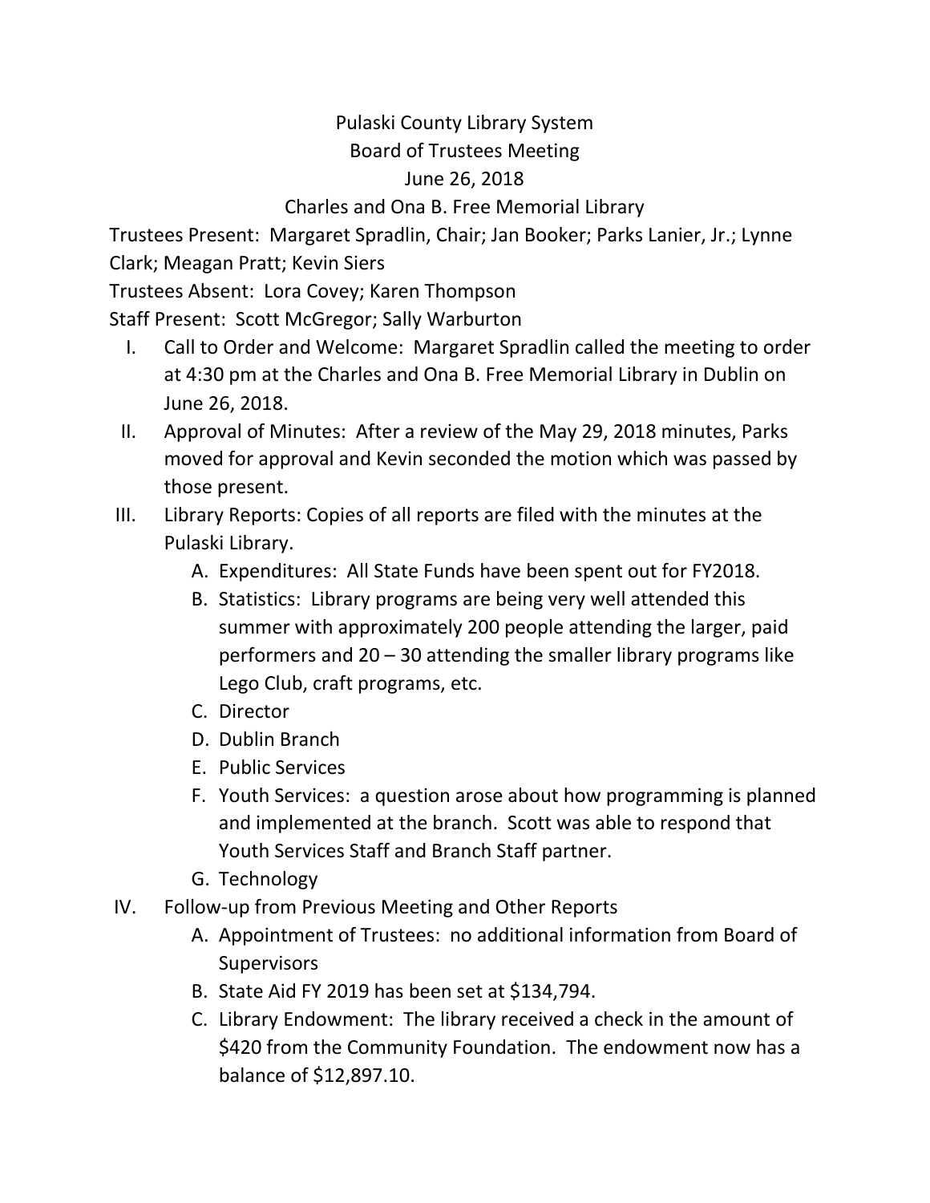# Pulaski County Library System
## Board of Trustees Meeting
### June 26, 2018
### Charles and Ona B. Free Memorial Library

Trustees Present: Margaret Spradlin, Chair; Jan Booker; Parks Lanier, Jr.; Lynne Clark; Meagan Pratt; Kevin Siers

Trustees Absent: Lora Covey; Karen Thompson

Staff Present: Scott McGregor; Sally Warburton

I. Call to Order and Welcome: Margaret Spradlin called the meeting to order at 4:30 pm at the Charles and Ona B. Free Memorial Library in Dublin on June 26, 2018.

II. Approval of Minutes: After a review of the May 29, 2018 minutes, Parks moved for approval and Kevin seconded the motion which was passed by those present.

III. Library Reports: Copies of all reports are filed with the minutes at the Pulaski Library.
   - A. Expenditures: All State Funds have been spent out for FY2018.
   - B. Statistics: Library programs are being very well attended this summer with approximately 200 people attending the larger, paid performers and 20 – 30 attending the smaller library programs like Lego Club, craft programs, etc.
   - C. Director
   - D. Dublin Branch
   - E. Public Services
   - F. Youth Services: a question arose about how programming is planned and implemented at the branch. Scott was able to respond that Youth Services Staff and Branch Staff partner.
   - G. Technology

IV. Follow-up from Previous Meeting and Other Reports
   - A. Appointment of Trustees: no additional information from Board of Supervisors
   - B. State Aid FY 2019 has been set at $134,794.
   - C. Library Endowment: The library received a check in the amount of $420 from the Community Foundation. The endowment now has a balance of $12,897.10.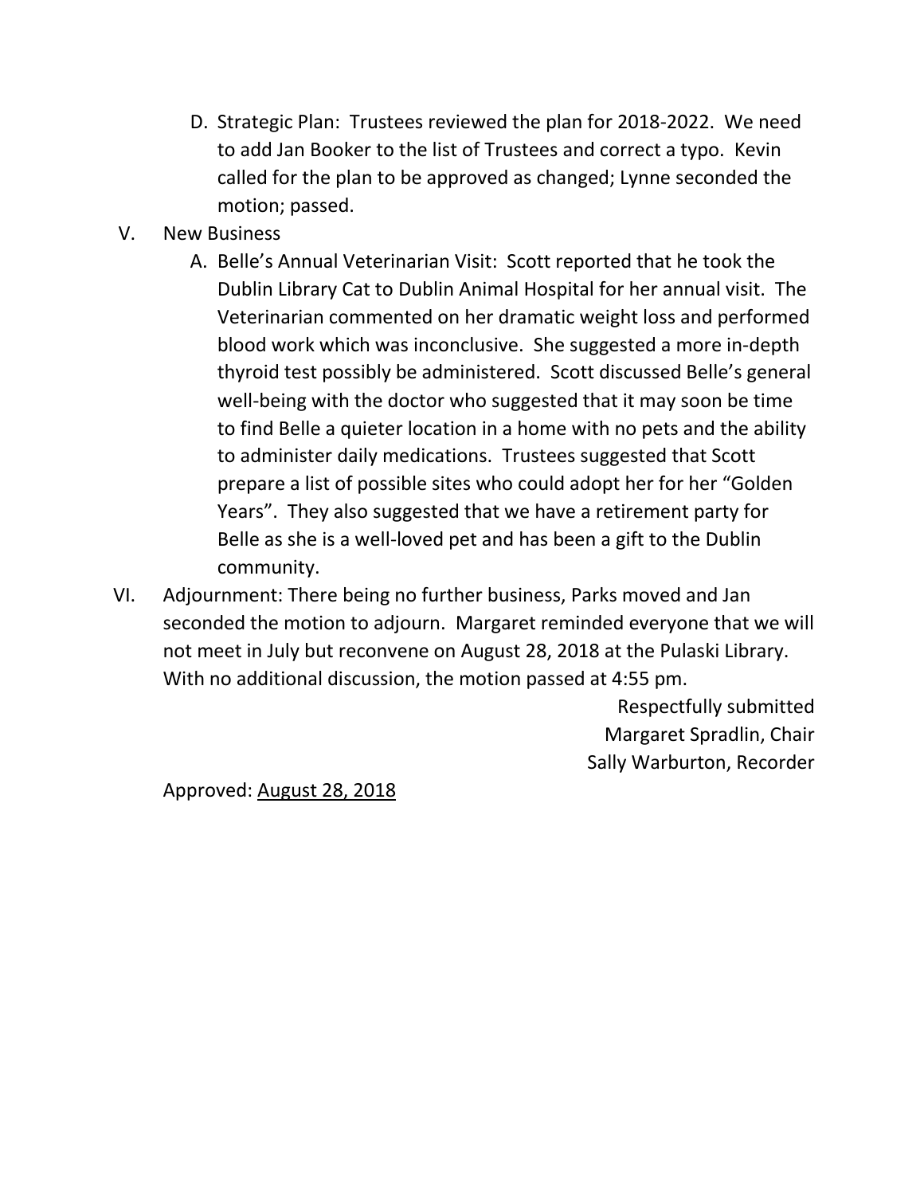D. Strategic Plan: Trustees reviewed the plan for 2018-2022. We need to add Jan Booker to the list of Trustees and correct a typo. Kevin called for the plan to be approved as changed; Lynne seconded the motion; passed.

V. New Business

A. Belle's Annual Veterinarian Visit: Scott reported that he took the Dublin Library Cat to Dublin Animal Hospital for her annual visit. The Veterinarian commented on her dramatic weight loss and performed blood work which was inconclusive. She suggested a more in-depth thyroid test possibly be administered. Scott discussed Belle's general well-being with the doctor who suggested that it may soon be time to find Belle a quieter location in a home with no pets and the ability to administer daily medications. Trustees suggested that Scott prepare a list of possible sites who could adopt her for her "Golden Years". They also suggested that we have a retirement party for Belle as she is a well-loved pet and has been a gift to the Dublin community.

VI. Adjournment: There being no further business, Parks moved and Jan seconded the motion to adjourn. Margaret reminded everyone that we will not meet in July but reconvene on August 28, 2018 at the Pulaski Library. With no additional discussion, the motion passed at 4:55 pm.

Respectfully submitted
Margaret Spradlin, Chair
Sally Warburton, Recorder

Approved: August 28, 2018